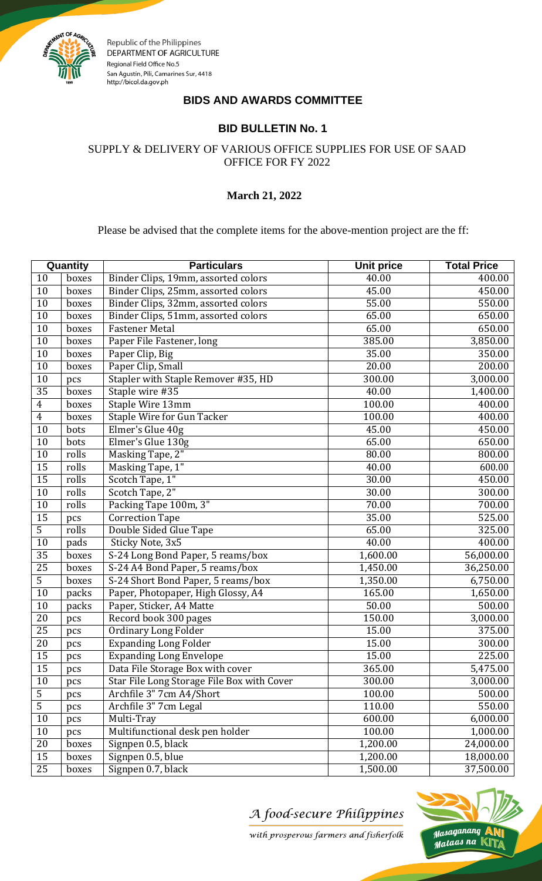Republic of the Philippines
DEPARTMENT OF AGRICULTURE
Regional Field Office No.5
San Agustin, Pili, Camarines Sur, 4418
http://bicol.da.gov.ph

## BIDS AND AWARDS COMMITTEE

### BID BULLETIN No. 1

SUPPLY & DELIVERY OF VARIOUS OFFICE SUPPLIES FOR USE OF SAAD OFFICE FOR FY 2022

**March 21, 2022**

Please be advised that the complete items for the above-mention project are the ff:

| Quantity | | Particulars | Unit price | Total Price |
|---|---|---|---|---|
| 10 | boxes | Binder Clips, 19mm, assorted colors | 40.00 | 400.00 |
| 10 | boxes | Binder Clips, 25mm, assorted colors | 45.00 | 450.00 |
| 10 | boxes | Binder Clips, 32mm, assorted colors | 55.00 | 550.00 |
| 10 | boxes | Binder Clips, 51mm, assorted colors | 65.00 | 650.00 |
| 10 | boxes | Fastener Metal | 65.00 | 650.00 |
| 10 | boxes | Paper File Fastener, long | 385.00 | 3,850.00 |
| 10 | boxes | Paper Clip, Big | 35.00 | 350.00 |
| 10 | boxes | Paper Clip, Small | 20.00 | 200.00 |
| 10 | pcs | Stapler with Staple Remover #35, HD | 300.00 | 3,000.00 |
| 35 | boxes | Staple wire #35 | 40.00 | 1,400.00 |
| 4 | boxes | Staple Wire 13mm | 100.00 | 400.00 |
| 4 | boxes | Staple Wire for Gun Tacker | 100.00 | 400.00 |
| 10 | bots | Elmer's Glue 40g | 45.00 | 450.00 |
| 10 | bots | Elmer's Glue 130g | 65.00 | 650.00 |
| 10 | rolls | Masking Tape, 2" | 80.00 | 800.00 |
| 15 | rolls | Masking Tape, 1" | 40.00 | 600.00 |
| 15 | rolls | Scotch Tape, 1" | 30.00 | 450.00 |
| 10 | rolls | Scotch Tape, 2" | 30.00 | 300.00 |
| 10 | rolls | Packing Tape 100m, 3" | 70.00 | 700.00 |
| 15 | pcs | Correction Tape | 35.00 | 525.00 |
| 5 | rolls | Double Sided Glue Tape | 65.00 | 325.00 |
| 10 | pads | Sticky Note, 3x5 | 40.00 | 400.00 |
| 35 | boxes | S-24 Long Bond Paper, 5 reams/box | 1,600.00 | 56,000.00 |
| 25 | boxes | S-24 A4 Bond Paper, 5 reams/box | 1,450.00 | 36,250.00 |
| 5 | boxes | S-24 Short Bond Paper, 5 reams/box | 1,350.00 | 6,750.00 |
| 10 | packs | Paper, Photopaper, High Glossy, A4 | 165.00 | 1,650.00 |
| 10 | packs | Paper, Sticker, A4 Matte | 50.00 | 500.00 |
| 20 | pcs | Record book 300 pages | 150.00 | 3,000.00 |
| 25 | pcs | Ordinary Long Folder | 15.00 | 375.00 |
| 20 | pcs | Expanding Long Folder | 15.00 | 300.00 |
| 15 | pcs | Expanding Long Envelope | 15.00 | 225.00 |
| 15 | pcs | Data File Storage Box with cover | 365.00 | 5,475.00 |
| 10 | pcs | Star File Long Storage File Box with Cover | 300.00 | 3,000.00 |
| 5 | pcs | Archfile 3" 7cm A4/Short | 100.00 | 500.00 |
| 5 | pcs | Archfile 3" 7cm Legal | 110.00 | 550.00 |
| 10 | pcs | Multi-Tray | 600.00 | 6,000.00 |
| 10 | pcs | Multifunctional desk pen holder | 100.00 | 1,000.00 |
| 20 | boxes | Signpen 0.5, black | 1,200.00 | 24,000.00 |
| 15 | boxes | Signpen 0.5, blue | 1,200.00 | 18,000.00 |
| 25 | boxes | Signpen 0.7, black | 1,500.00 | 37,500.00 |

*A food-secure Philippines*
*with prosperous farmers and fisherfolk*

Masaganang ANI Mataas na KITA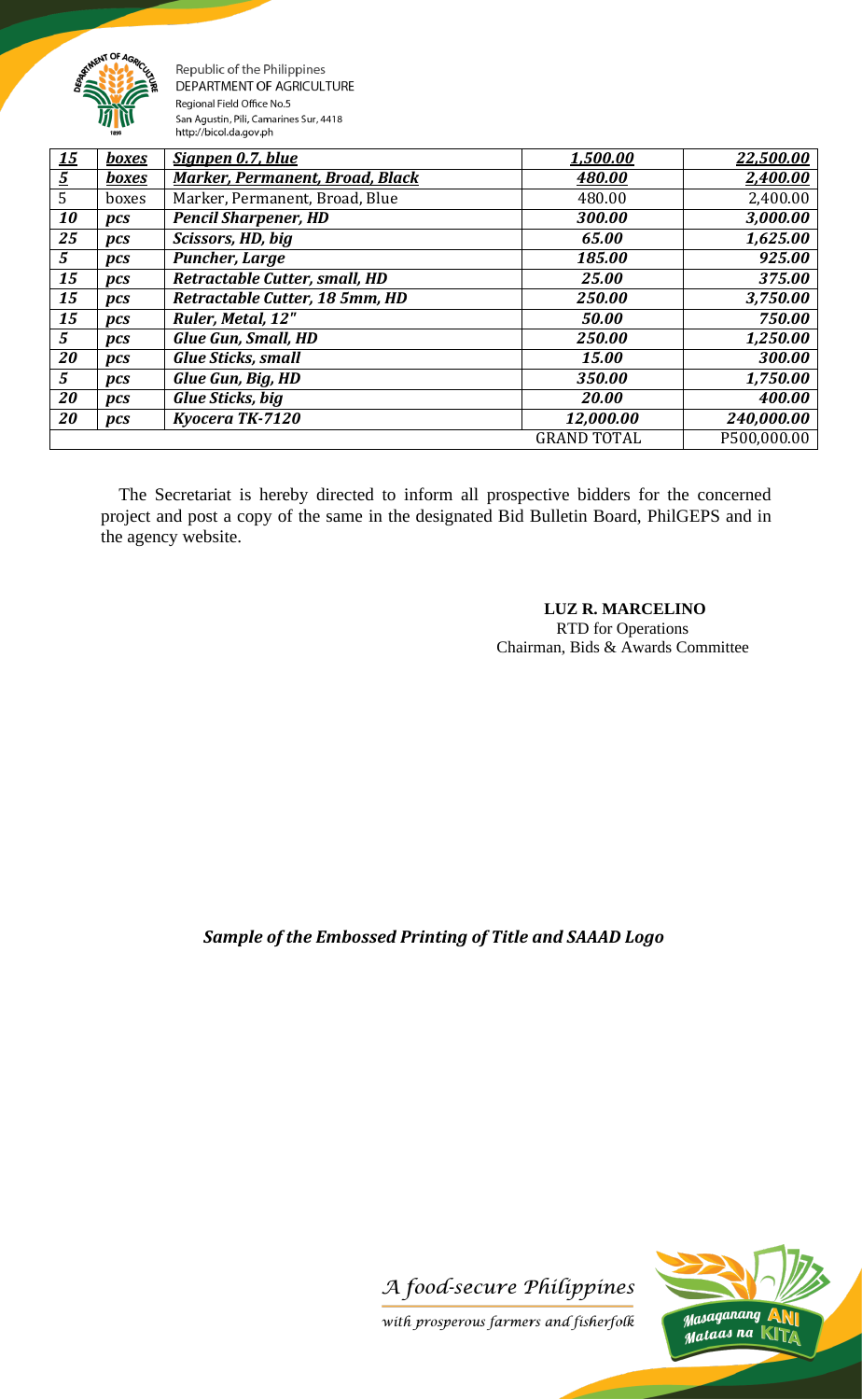| | | | | |
|---|---|---|---|---|
| ***15*** | ***boxes*** | ***Signpen 0.7, blue*** | ***1,500.00*** | ***22,500.00*** |
| ***5*** | ***boxes*** | ***Marker, Permanent, Broad, Black*** | ***480.00*** | ***2,400.00*** |
| 5 | boxes | Marker, Permanent, Broad, Blue | 480.00 | 2,400.00 |
| ***10*** | ***pcs*** | ***Pencil Sharpener, HD*** | ***300.00*** | ***3,000.00*** |
| ***25*** | ***pcs*** | ***Scissors, HD, big*** | ***65.00*** | ***1,625.00*** |
| ***5*** | ***pcs*** | ***Puncher, Large*** | ***185.00*** | ***925.00*** |
| ***15*** | ***pcs*** | ***Retractable Cutter, small, HD*** | ***25.00*** | ***375.00*** |
| ***15*** | ***pcs*** | ***Retractable Cutter, 18 5mm, HD*** | ***250.00*** | ***3,750.00*** |
| ***15*** | ***pcs*** | ***Ruler, Metal, 12"*** | ***50.00*** | ***750.00*** |
| ***5*** | ***pcs*** | ***Glue Gun, Small, HD*** | ***250.00*** | ***1,250.00*** |
| ***20*** | ***pcs*** | ***Glue Sticks, small*** | ***15.00*** | ***300.00*** |
| ***5*** | ***pcs*** | ***Glue Gun, Big, HD*** | ***350.00*** | ***1,750.00*** |
| ***20*** | ***pcs*** | ***Glue Sticks, big*** | ***20.00*** | ***400.00*** |
| ***20*** | ***pcs*** | ***Kyocera TK-7120*** | ***12,000.00*** | ***240,000.00*** |
| | | | GRAND TOTAL | P500,000.00 |

The Secretariat is hereby directed to inform all prospective bidders for the concerned project and post a copy of the same in the designated Bid Bulletin Board, PhilGEPS and in the agency website.

**LUZ R. MARCELINO**
RTD for Operations
Chairman, Bids & Awards Committee

***Sample of the Embossed Printing of Title and SAAAD Logo***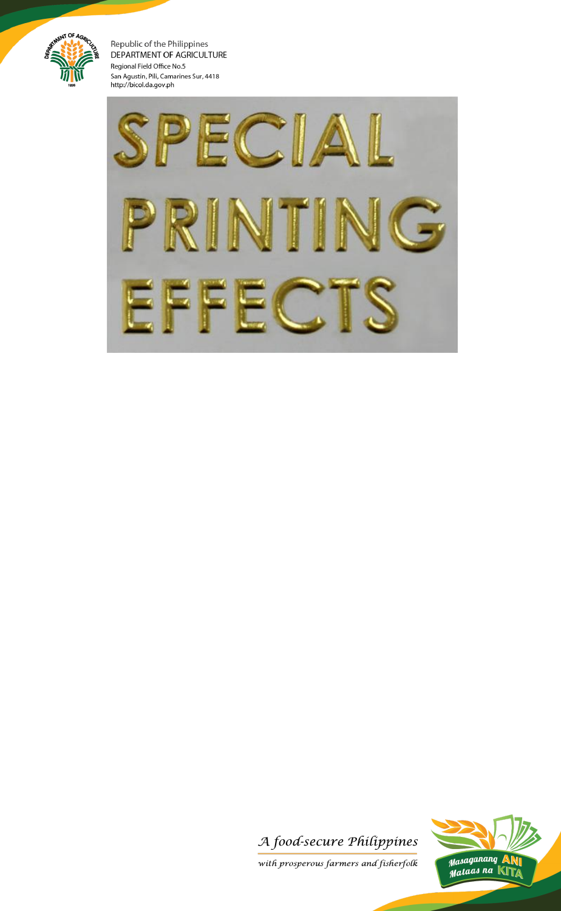# SPECIAL PRINTING EFFECTS